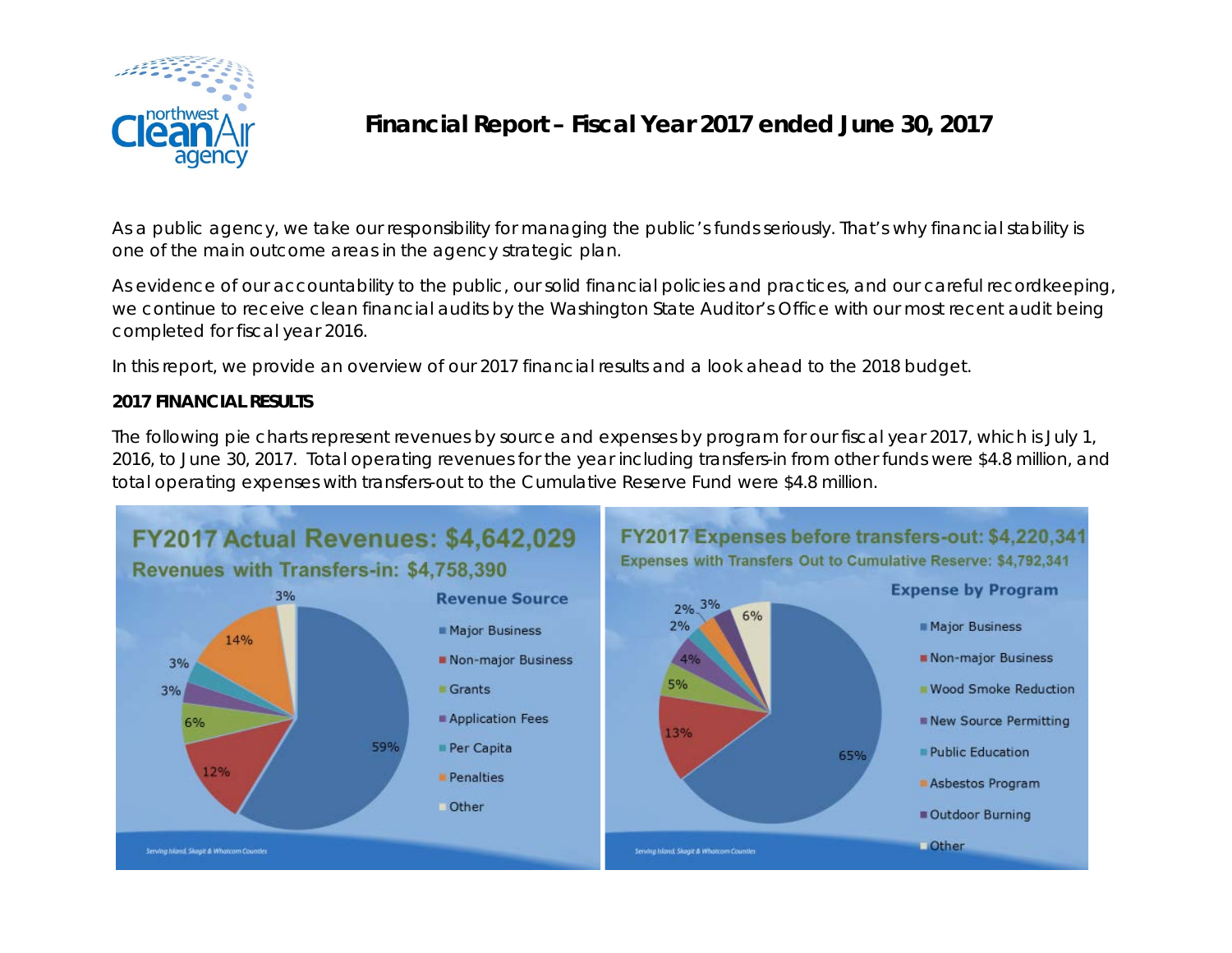# Financial Report – Fiscal Year 2017 ended June 30, 2017

As a public agency, we take our responsibility for managing the public's funds seriously. That's why financial stability is one of the main outcome areas in the agency strategic plan.

As evidence of our accountability to the public, our solid financial policies and practices, and our careful recordkeeping, we continue to receive clean financial audits by the Washington State Auditor's Office with our most recent audit being completed for fiscal year 2016.

In this report, we provide an overview of our 2017 financial results and a look ahead to the 2018 budget.

**2017 FINANCIAL RESULTS**

The following pie charts represent revenues by source and expenses by program for our fiscal year 2017, which is July 1, 2016, to June 30, 2017. Total operating revenues for the year including transfers-in from other funds were $4.8 million, and total operating expenses with transfers-out to the Cumulative Reserve Fund were $4.8 million.

**FY2017 Actual Revenues: $4,642,029**

**Revenues with Transfers-in: $4,758,390**

| Revenue Source | % |
|---|---|
| Major Business | 59% |
| Non-major Business | 12% |
| Grants | 6% |
| Application Fees | 3% |
| Per Capita | 3% |
| Penalties | 14% |
| Other | 3% |

**FY2017 Expenses before transfers-out: $4,220,341**

**Expenses with Transfers Out to Cumulative Reserve: $4,792,341**

| Expense by Program | % |
|---|---|
| Major Business | 65% |
| Non-major Business | 13% |
| Wood Smoke Reduction | 5% |
| New Source Permitting | 4% |
| Public Education | 2% |
| Asbestos Program | 2% |
| Outdoor Burning | 3% |
| Other | 6% |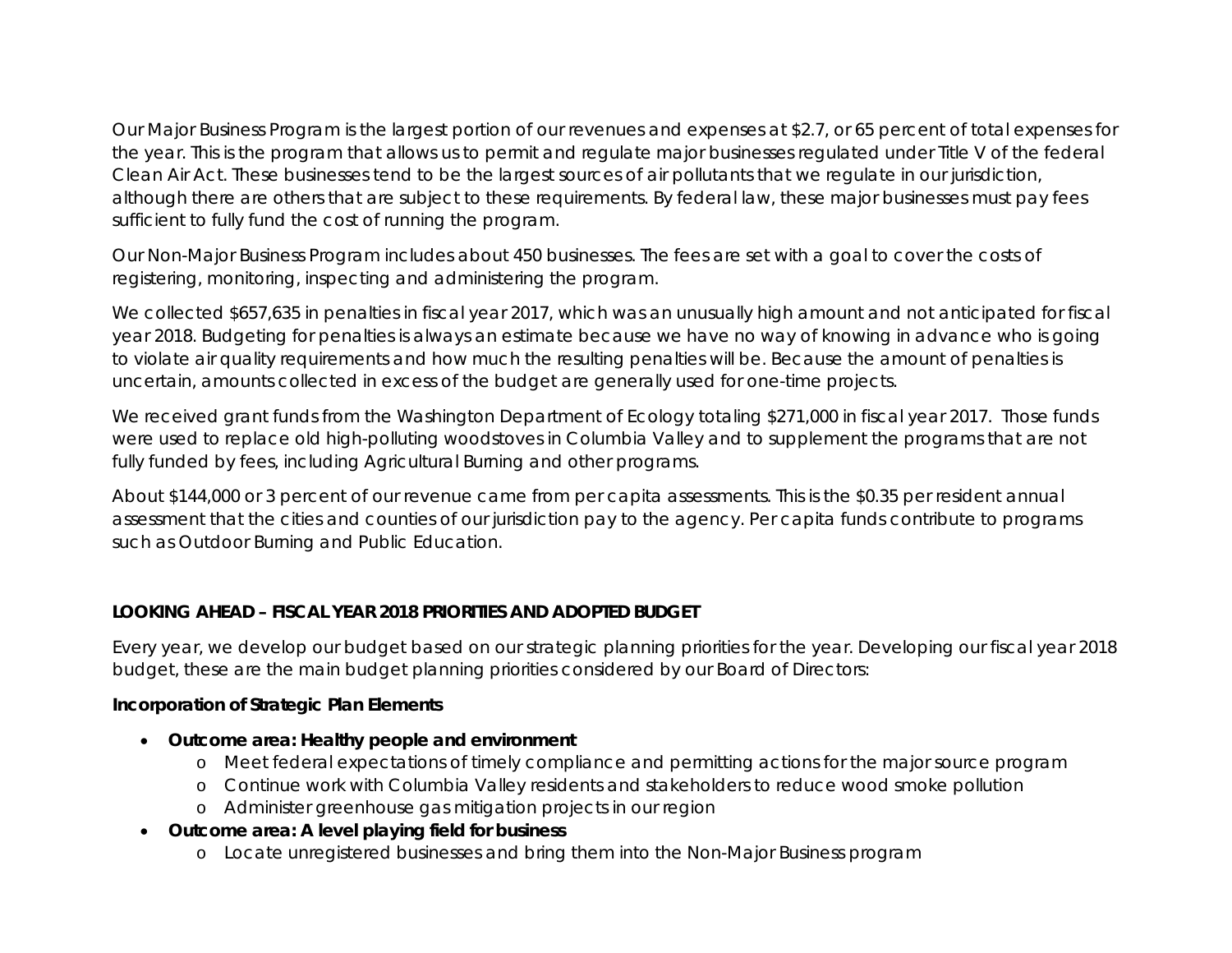Our Major Business Program is the largest portion of our revenues and expenses at $2.7, or 65 percent of total expenses for the year. This is the program that allows us to permit and regulate major businesses regulated under Title V of the federal Clean Air Act. These businesses tend to be the largest sources of air pollutants that we regulate in our jurisdiction, although there are others that are subject to these requirements. By federal law, these major businesses must pay fees sufficient to fully fund the cost of running the program.

Our Non-Major Business Program includes about 450 businesses. The fees are set with a goal to cover the costs of registering, monitoring, inspecting and administering the program.

We collected $657,635 in penalties in fiscal year 2017, which was an unusually high amount and not anticipated for fiscal year 2018. Budgeting for penalties is always an estimate because we have no way of knowing in advance who is going to violate air quality requirements and how much the resulting penalties will be. Because the amount of penalties is uncertain, amounts collected in excess of the budget are generally used for one-time projects.

We received grant funds from the Washington Department of Ecology totaling $271,000 in fiscal year 2017. Those funds were used to replace old high-polluting woodstoves in Columbia Valley and to supplement the programs that are not fully funded by fees, including Agricultural Burning and other programs.

About $144,000 or 3 percent of our revenue came from per capita assessments. This is the $0.35 per resident annual assessment that the cities and counties of our jurisdiction pay to the agency. Per capita funds contribute to programs such as Outdoor Burning and Public Education.

## LOOKING AHEAD – FISCAL YEAR 2018 PRIORITIES AND ADOPTED BUDGET

Every year, we develop our budget based on our strategic planning priorities for the year. Developing our fiscal year 2018 budget, these are the main budget planning priorities considered by our Board of Directors:

### Incorporation of Strategic Plan Elements

- **Outcome area: Healthy people and environment**
  - Meet federal expectations of timely compliance and permitting actions for the major source program
  - Continue work with Columbia Valley residents and stakeholders to reduce wood smoke pollution
  - Administer greenhouse gas mitigation projects in our region
- **Outcome area: A level playing field for business**
  - Locate unregistered businesses and bring them into the Non-Major Business program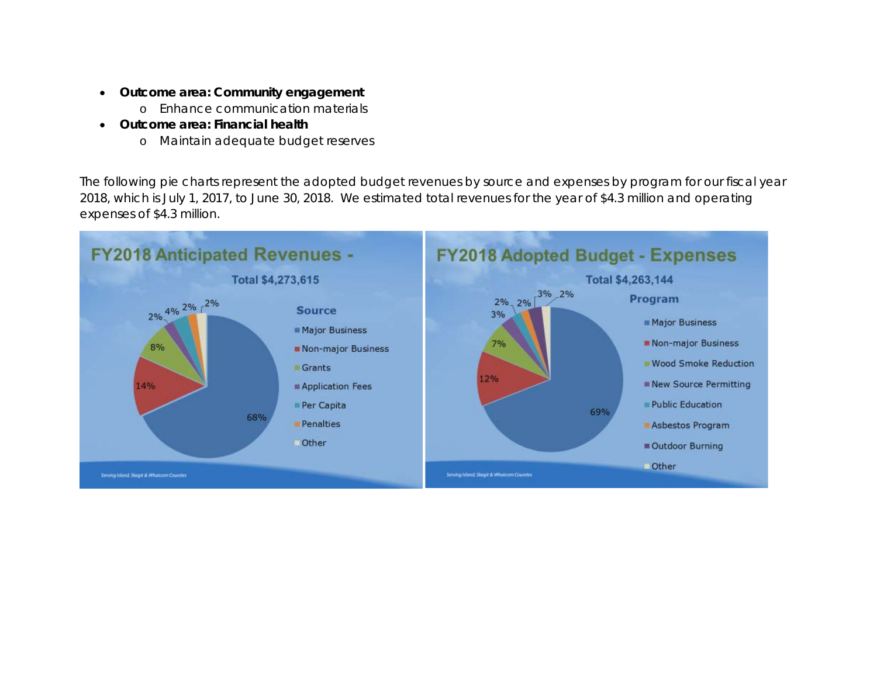- **Outcome area: Community engagement**
  - Enhance communication materials
- **Outcome area: Financial health**
  - Maintain adequate budget reserves

The following pie charts represent the adopted budget revenues by source and expenses by program for our fiscal year 2018, which is July 1, 2017, to June 30, 2018. We estimated total revenues for the year of $4.3 million and operating expenses of $4.3 million.

FY2018 Anticipated Revenues -

Total $4,273,615

Source

Major Business 68%

Non-major Business 14%

Grants 8%

Application Fees 2%

Per Capita 4%

Penalties 2%

Other 2%

Serving Island, Skagit & Whatcom Counties

FY2018 Adopted Budget - Expenses

Total $4,263,144

Program

Major Business 69%

Non-major Business 12%

Wood Smoke Reduction 7%

New Source Permitting 3%

Public Education 2%

Asbestos Program 2%

Outdoor Burning 3%

Other 2%

Serving Island, Skagit & Whatcom Counties